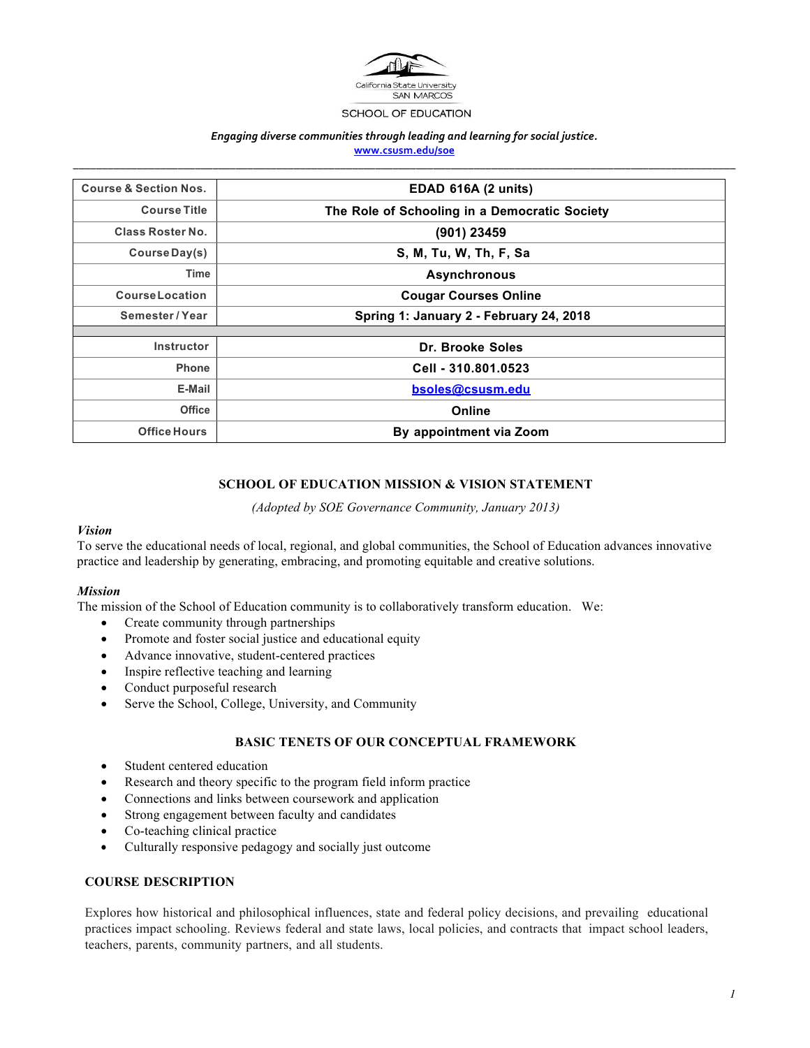California State University
SAN MARCOS

SCHOOL OF EDUCATION

***Engaging diverse communities through leading and learning for social justice.***

[www.csusm.edu/soe](http://www.csusm.edu/soe)

| | |
|---|---|
| **Course & Section Nos.** | **EDAD 616A (2 units)** |
| **Course Title** | **The Role of Schooling in a Democratic Society** |
| **Class Roster No.** | **(901) 23459** |
| **Course Day(s)** | **S, M, Tu, W, Th, F, Sa** |
| **Time** | **Asynchronous** |
| **Course Location** | **Cougar Courses Online** |
| **Semester / Year** | **Spring 1: January 2 - February 24, 2018** |
| | |
| **Instructor** | **Dr. Brooke Soles** |
| **Phone** | **Cell - 310.801.0523** |
| **E-Mail** | **[bsoles@csusm.edu](mailto:bsoles@csusm.edu)** |
| **Office** | **Online** |
| **Office Hours** | **By appointment via Zoom** |

## SCHOOL OF EDUCATION MISSION & VISION STATEMENT

*(Adopted by SOE Governance Community, January 2013)*

***Vision***

To serve the educational needs of local, regional, and global communities, the School of Education advances innovative practice and leadership by generating, embracing, and promoting equitable and creative solutions.

***Mission***

The mission of the School of Education community is to collaboratively transform education. We:

- Create community through partnerships
- Promote and foster social justice and educational equity
- Advance innovative, student-centered practices
- Inspire reflective teaching and learning
- Conduct purposeful research
- Serve the School, College, University, and Community

## BASIC TENETS OF OUR CONCEPTUAL FRAMEWORK

- Student centered education
- Research and theory specific to the program field inform practice
- Connections and links between coursework and application
- Strong engagement between faculty and candidates
- Co-teaching clinical practice
- Culturally responsive pedagogy and socially just outcome

## COURSE DESCRIPTION

Explores how historical and philosophical influences, state and federal policy decisions, and prevailing educational practices impact schooling. Reviews federal and state laws, local policies, and contracts that impact school leaders, teachers, parents, community partners, and all students.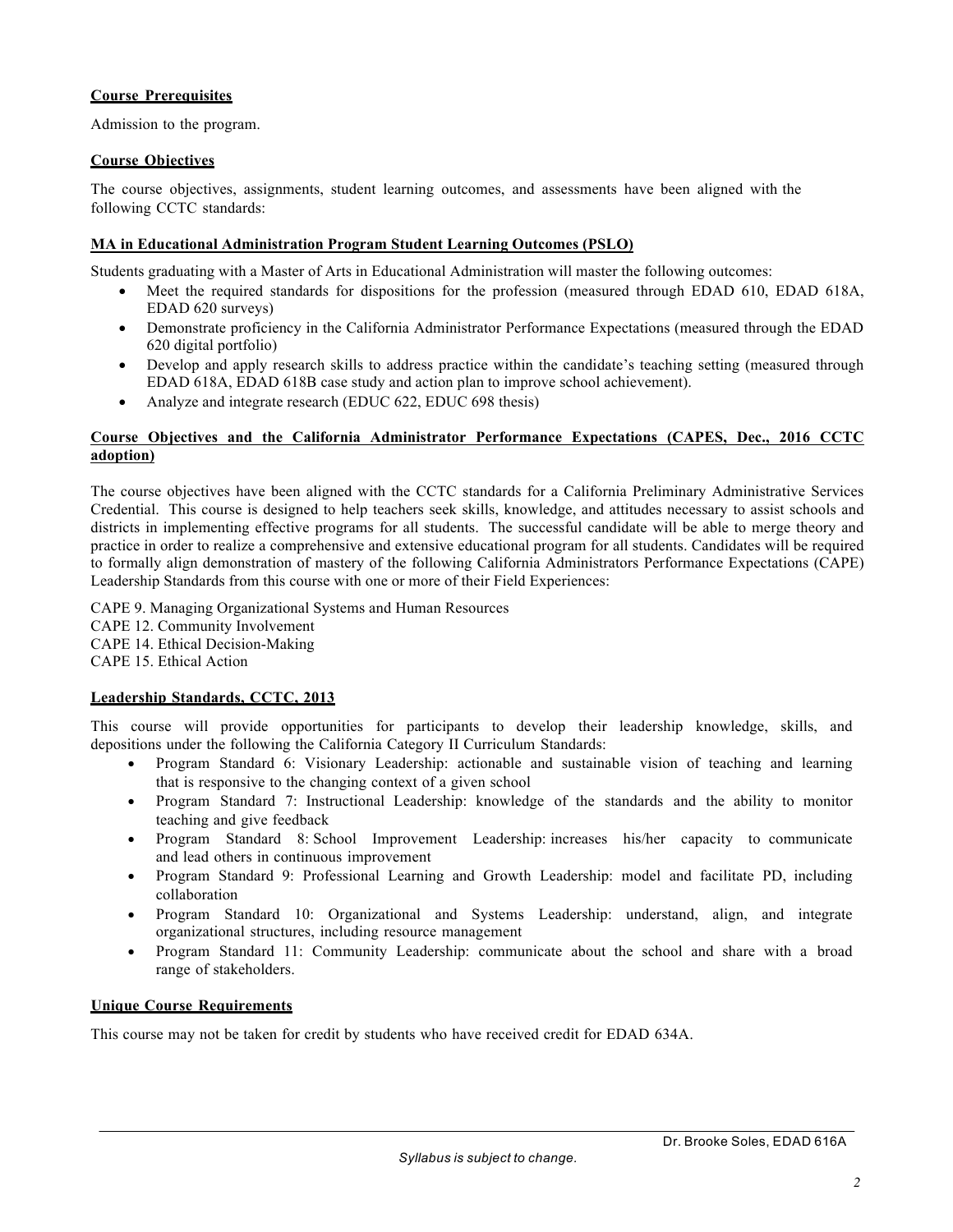**Course Prerequisites**

Admission to the program.

**Course Objectives**

The course objectives, assignments, student learning outcomes, and assessments have been aligned with the following CCTC standards:

**MA in Educational Administration Program Student Learning Outcomes (PSLO)**

Students graduating with a Master of Arts in Educational Administration will master the following outcomes:

- Meet the required standards for dispositions for the profession (measured through EDAD 610, EDAD 618A, EDAD 620 surveys)
- Demonstrate proficiency in the California Administrator Performance Expectations (measured through the EDAD 620 digital portfolio)
- Develop and apply research skills to address practice within the candidate's teaching setting (measured through EDAD 618A, EDAD 618B case study and action plan to improve school achievement).
- Analyze and integrate research (EDUC 622, EDUC 698 thesis)

**Course Objectives and the California Administrator Performance Expectations (CAPES, Dec., 2016 CCTC adoption)**

The course objectives have been aligned with the CCTC standards for a California Preliminary Administrative Services Credential. This course is designed to help teachers seek skills, knowledge, and attitudes necessary to assist schools and districts in implementing effective programs for all students. The successful candidate will be able to merge theory and practice in order to realize a comprehensive and extensive educational program for all students. Candidates will be required to formally align demonstration of mastery of the following California Administrators Performance Expectations (CAPE) Leadership Standards from this course with one or more of their Field Experiences:

CAPE 9. Managing Organizational Systems and Human Resources
CAPE 12. Community Involvement
CAPE 14. Ethical Decision-Making
CAPE 15. Ethical Action

**Leadership Standards, CCTC, 2013**

This course will provide opportunities for participants to develop their leadership knowledge, skills, and depositions under the following the California Category II Curriculum Standards:

- Program Standard 6: Visionary Leadership: actionable and sustainable vision of teaching and learning that is responsive to the changing context of a given school
- Program Standard 7: Instructional Leadership: knowledge of the standards and the ability to monitor teaching and give feedback
- Program Standard 8: School Improvement Leadership: increases his/her capacity to communicate and lead others in continuous improvement
- Program Standard 9: Professional Learning and Growth Leadership: model and facilitate PD, including collaboration
- Program Standard 10: Organizational and Systems Leadership: understand, align, and integrate organizational structures, including resource management
- Program Standard 11: Community Leadership: communicate about the school and share with a broad range of stakeholders.

**Unique Course Requirements**

This course may not be taken for credit by students who have received credit for EDAD 634A.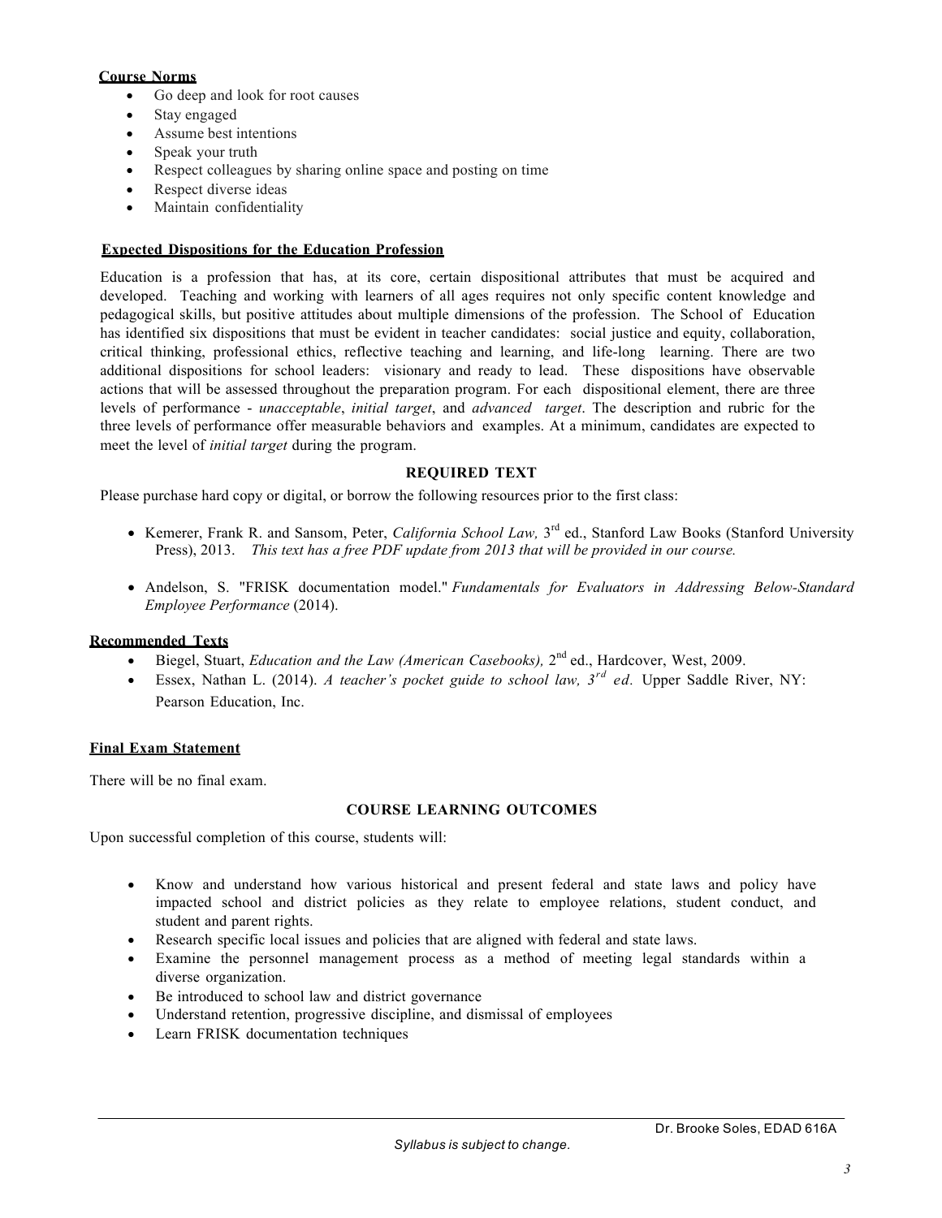**Course Norms**

- Go deep and look for root causes
- Stay engaged
- Assume best intentions
- Speak your truth
- Respect colleagues by sharing online space and posting on time
- Respect diverse ideas
- Maintain confidentiality

**Expected Dispositions for the Education Profession**

Education is a profession that has, at its core, certain dispositional attributes that must be acquired and developed. Teaching and working with learners of all ages requires not only specific content knowledge and pedagogical skills, but positive attitudes about multiple dimensions of the profession. The School of Education has identified six dispositions that must be evident in teacher candidates: social justice and equity, collaboration, critical thinking, professional ethics, reflective teaching and learning, and life-long learning. There are two additional dispositions for school leaders: visionary and ready to lead. These dispositions have observable actions that will be assessed throughout the preparation program. For each dispositional element, there are three levels of performance - *unacceptable*, *initial target*, and *advanced target*. The description and rubric for the three levels of performance offer measurable behaviors and examples. At a minimum, candidates are expected to meet the level of *initial target* during the program.

## REQUIRED TEXT

Please purchase hard copy or digital, or borrow the following resources prior to the first class:

- Kemerer, Frank R. and Sansom, Peter, *California School Law,* 3rd ed., Stanford Law Books (Stanford University Press), 2013. *This text has a free PDF update from 2013 that will be provided in our course.*
- Andelson, S. "FRISK documentation model." *Fundamentals for Evaluators in Addressing Below-Standard Employee Performance* (2014).

**Recommended Texts**

- Biegel, Stuart, *Education and the Law (American Casebooks),* 2nd ed., Hardcover, West, 2009.
- Essex, Nathan L. (2014). *A teacher's pocket guide to school law, 3rd ed.* Upper Saddle River, NY: Pearson Education, Inc.

**Final Exam Statement**

There will be no final exam.

## COURSE LEARNING OUTCOMES

Upon successful completion of this course, students will:

- Know and understand how various historical and present federal and state laws and policy have impacted school and district policies as they relate to employee relations, student conduct, and student and parent rights.
- Research specific local issues and policies that are aligned with federal and state laws.
- Examine the personnel management process as a method of meeting legal standards within a diverse organization.
- Be introduced to school law and district governance
- Understand retention, progressive discipline, and dismissal of employees
- Learn FRISK documentation techniques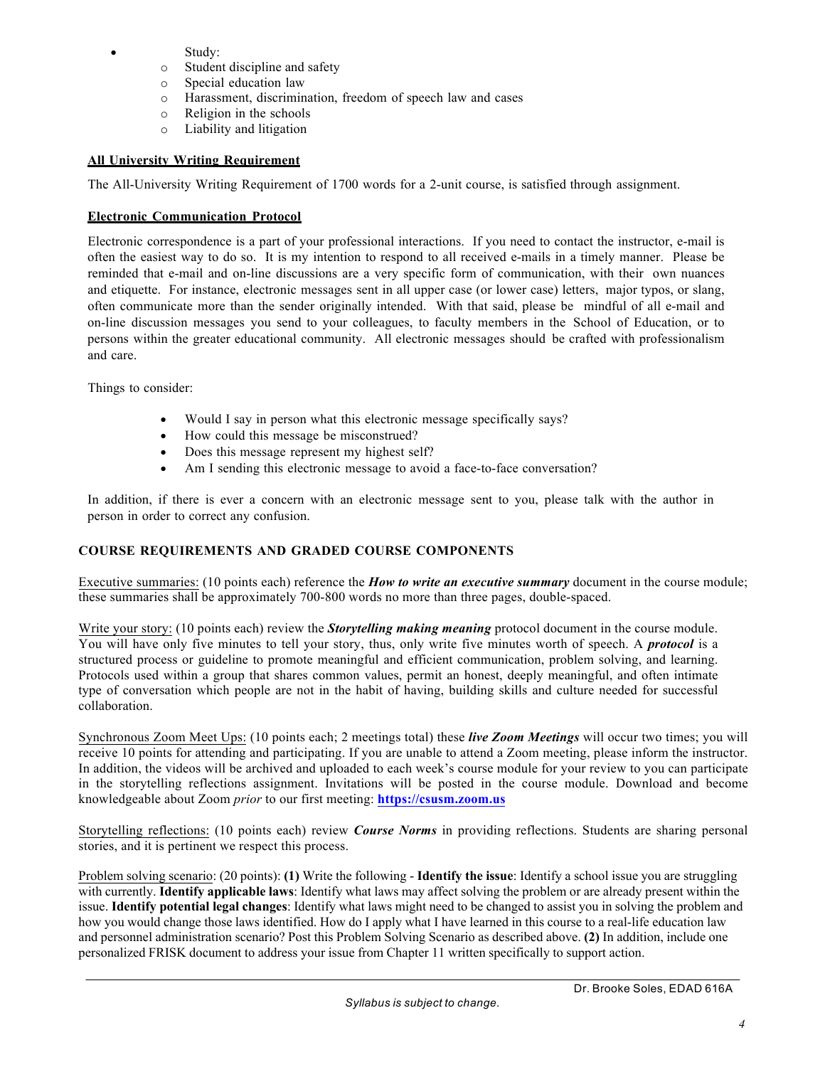- Study:
  - Student discipline and safety
  - Special education law
  - Harassment, discrimination, freedom of speech law and cases
  - Religion in the schools
  - Liability and litigation

**All University Writing Requirement**

The All-University Writing Requirement of 1700 words for a 2-unit course, is satisfied through assignment.

**Electronic Communication Protocol**

Electronic correspondence is a part of your professional interactions. If you need to contact the instructor, e-mail is often the easiest way to do so. It is my intention to respond to all received e-mails in a timely manner. Please be reminded that e-mail and on-line discussions are a very specific form of communication, with their own nuances and etiquette. For instance, electronic messages sent in all upper case (or lower case) letters, major typos, or slang, often communicate more than the sender originally intended. With that said, please be mindful of all e-mail and on-line discussion messages you send to your colleagues, to faculty members in the School of Education, or to persons within the greater educational community. All electronic messages should be crafted with professionalism and care.

Things to consider:

- Would I say in person what this electronic message specifically says?
- How could this message be misconstrued?
- Does this message represent my highest self?
- Am I sending this electronic message to avoid a face-to-face conversation?

In addition, if there is ever a concern with an electronic message sent to you, please talk with the author in person in order to correct any confusion.

## COURSE REQUIREMENTS AND GRADED COURSE COMPONENTS

Executive summaries: (10 points each) reference the ***How to write an executive summary*** document in the course module; these summaries shall be approximately 700-800 words no more than three pages, double-spaced.

Write your story: (10 points each) review the ***Storytelling making meaning*** protocol document in the course module. You will have only five minutes to tell your story, thus, only write five minutes worth of speech. A ***protocol*** is a structured process or guideline to promote meaningful and efficient communication, problem solving, and learning. Protocols used within a group that shares common values, permit an honest, deeply meaningful, and often intimate type of conversation which people are not in the habit of having, building skills and culture needed for successful collaboration.

Synchronous Zoom Meet Ups: (10 points each; 2 meetings total) these ***live Zoom Meetings*** will occur two times; you will receive 10 points for attending and participating. If you are unable to attend a Zoom meeting, please inform the instructor. In addition, the videos will be archived and uploaded to each week's course module for your review to you can participate in the storytelling reflections assignment. Invitations will be posted in the course module. Download and become knowledgeable about Zoom *prior* to our first meeting: **https://csusm.zoom.us**

Storytelling reflections: (10 points each) review ***Course Norms*** in providing reflections. Students are sharing personal stories, and it is pertinent we respect this process.

Problem solving scenario: (20 points): **(1)** Write the following - **Identify the issue**: Identify a school issue you are struggling with currently. **Identify applicable laws**: Identify what laws may affect solving the problem or are already present within the issue. **Identify potential legal changes**: Identify what laws might need to be changed to assist you in solving the problem and how you would change those laws identified. How do I apply what I have learned in this course to a real-life education law and personnel administration scenario? Post this Problem Solving Scenario as described above. **(2)** In addition, include one personalized FRISK document to address your issue from Chapter 11 written specifically to support action.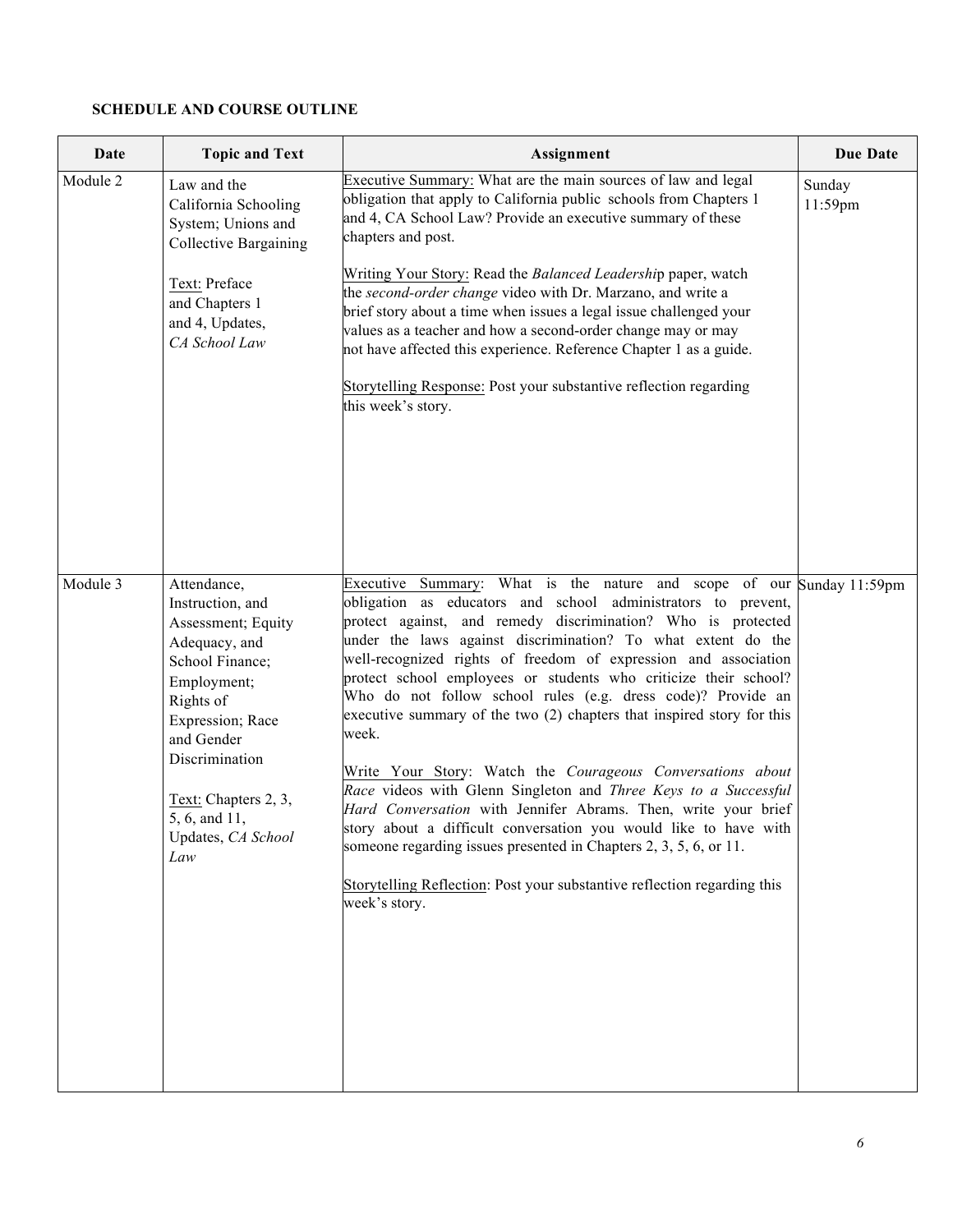**SCHEDULE AND COURSE OUTLINE**

| Date | Topic and Text | Assignment | Due Date |
|---|---|---|---|
| Module 2 | Law and the California Schooling System; Unions and Collective Bargaining<br><br>Text: Preface and Chapters 1 and 4, Updates, *CA School Law* | Executive Summary: What are the main sources of law and legal obligation that apply to California public schools from Chapters 1 and 4, CA School Law? Provide an executive summary of these chapters and post.<br><br>Writing Your Story: Read the *Balanced Leadershi*p paper, watch the *second-order change* video with Dr. Marzano, and write a brief story about a time when issues a legal issue challenged your values as a teacher and how a second-order change may or may not have affected this experience. Reference Chapter 1 as a guide.<br><br>Storytelling Response: Post your substantive reflection regarding this week's story. | Sunday 11:59pm |
| Module 3 | Attendance, Instruction, and Assessment; Equity Adequacy, and School Finance; Employment; Rights of Expression; Race and Gender Discrimination<br><br>Text: Chapters 2, 3, 5, 6, and 11, Updates, *CA School Law* | Executive Summary: What is the nature and scope of our obligation as educators and school administrators to prevent, protect against, and remedy discrimination? Who is protected under the laws against discrimination? To what extent do the well-recognized rights of freedom of expression and association protect school employees or students who criticize their school? Who do not follow school rules (e.g. dress code)? Provide an executive summary of the two (2) chapters that inspired story for this week.<br><br>Write Your Story: Watch the *Courageous Conversations about Race* videos with Glenn Singleton and *Three Keys to a Successful Hard Conversation* with Jennifer Abrams. Then, write your brief story about a difficult conversation you would like to have with someone regarding issues presented in Chapters 2, 3, 5, 6, or 11.<br><br>Storytelling Reflection: Post your substantive reflection regarding this week's story. | Sunday 11:59pm |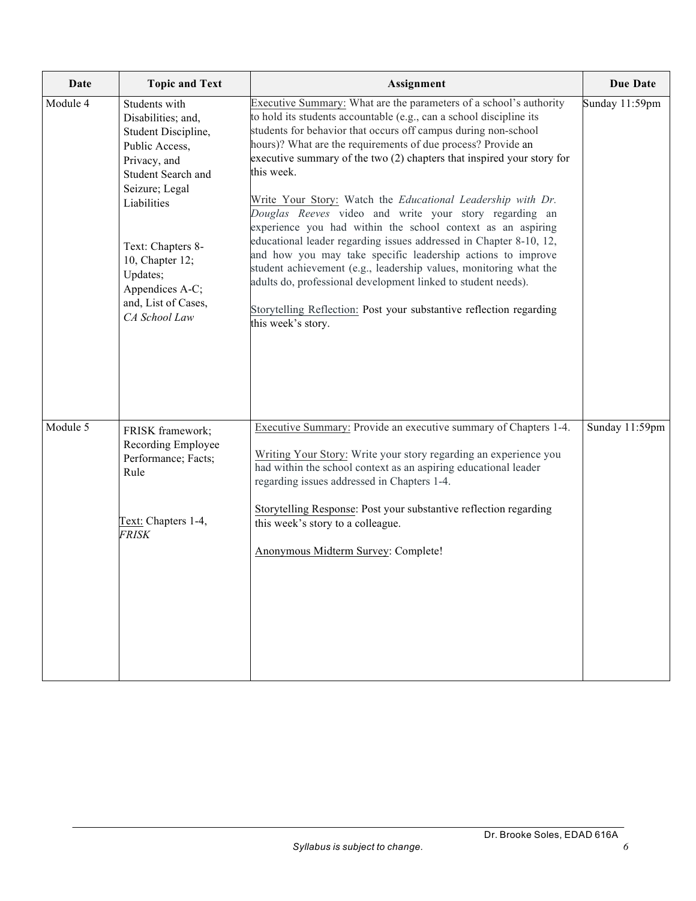| Date | Topic and Text | Assignment | Due Date |
|---|---|---|---|
| Module 4 | Students with Disabilities; and, Student Discipline, Public Access, Privacy, and Student Search and Seizure; Legal Liabilities<br><br>Text: Chapters 8-10, Chapter 12; Updates; Appendices A-C; and, List of Cases, *CA School Law* | Executive Summary: What are the parameters of a school's authority to hold its students accountable (e.g., can a school discipline its students for behavior that occurs off campus during non-school hours)? What are the requirements of due process? Provide an executive summary of the two (2) chapters that inspired your story for this week.<br><br>Write Your Story: Watch the *Educational Leadership with Dr. Douglas Reeves* video and write your story regarding an experience you had within the school context as an aspiring educational leader regarding issues addressed in Chapter 8-10, 12, and how you may take specific leadership actions to improve student achievement (e.g., leadership values, monitoring what the adults do, professional development linked to student needs).<br><br>Storytelling Reflection: Post your substantive reflection regarding this week's story. | Sunday 11:59pm |
| Module 5 | FRISK framework; Recording Employee Performance; Facts; Rule<br><br>Text: Chapters 1-4, *FRISK* | Executive Summary: Provide an executive summary of Chapters 1-4.<br><br>Writing Your Story: Write your story regarding an experience you had within the school context as an aspiring educational leader regarding issues addressed in Chapters 1-4.<br><br>Storytelling Response: Post your substantive reflection regarding this week's story to a colleague.<br><br>Anonymous Midterm Survey: Complete! | Sunday 11:59pm |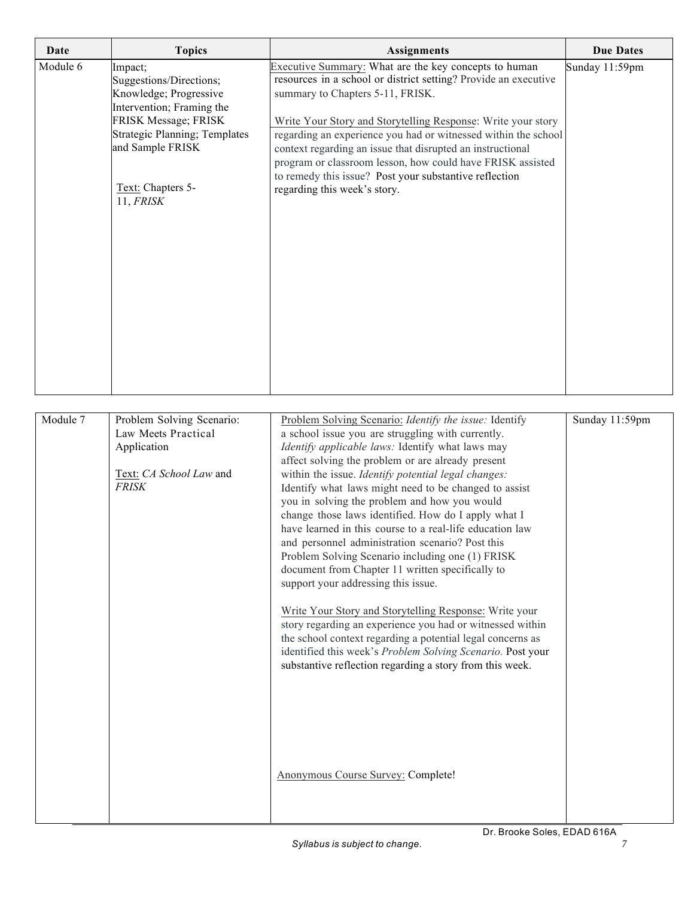| Date | Topics | Assignments | Due Dates |
|---|---|---|---|
| Module 6 | Impact; Suggestions/Directions; Knowledge; Progressive Intervention; Framing the FRISK Message; FRISK Strategic Planning; Templates and Sample FRISK<br><br>Text: Chapters 5-11, *FRISK* | Executive Summary: What are the key concepts to human resources in a school or district setting? Provide an executive summary to Chapters 5-11, FRISK.<br><br>Write Your Story and Storytelling Response: Write your story regarding an experience you had or witnessed within the school context regarding an issue that disrupted an instructional program or classroom lesson, how could have FRISK assisted to remedy this issue? Post your substantive reflection regarding this week's story. | Sunday 11:59pm |
| Module 7 | Problem Solving Scenario: Law Meets Practical Application<br><br>Text: *CA School Law* and *FRISK* | Problem Solving Scenario: *Identify the issue:* Identify a school issue you are struggling with currently. *Identify applicable laws:* Identify what laws may affect solving the problem or are already present within the issue. *Identify potential legal changes:* Identify what laws might need to be changed to assist you in solving the problem and how you would change those laws identified. How do I apply what I have learned in this course to a real-life education law and personnel administration scenario? Post this Problem Solving Scenario including one (1) FRISK document from Chapter 11 written specifically to support your addressing this issue.<br><br>Write Your Story and Storytelling Response: Write your story regarding an experience you had or witnessed within the school context regarding a potential legal concerns as identified this week's *Problem Solving Scenario.* Post your substantive reflection regarding a story from this week.<br><br>Anonymous Course Survey: Complete! | Sunday 11:59pm |

Syllabus is subject to change.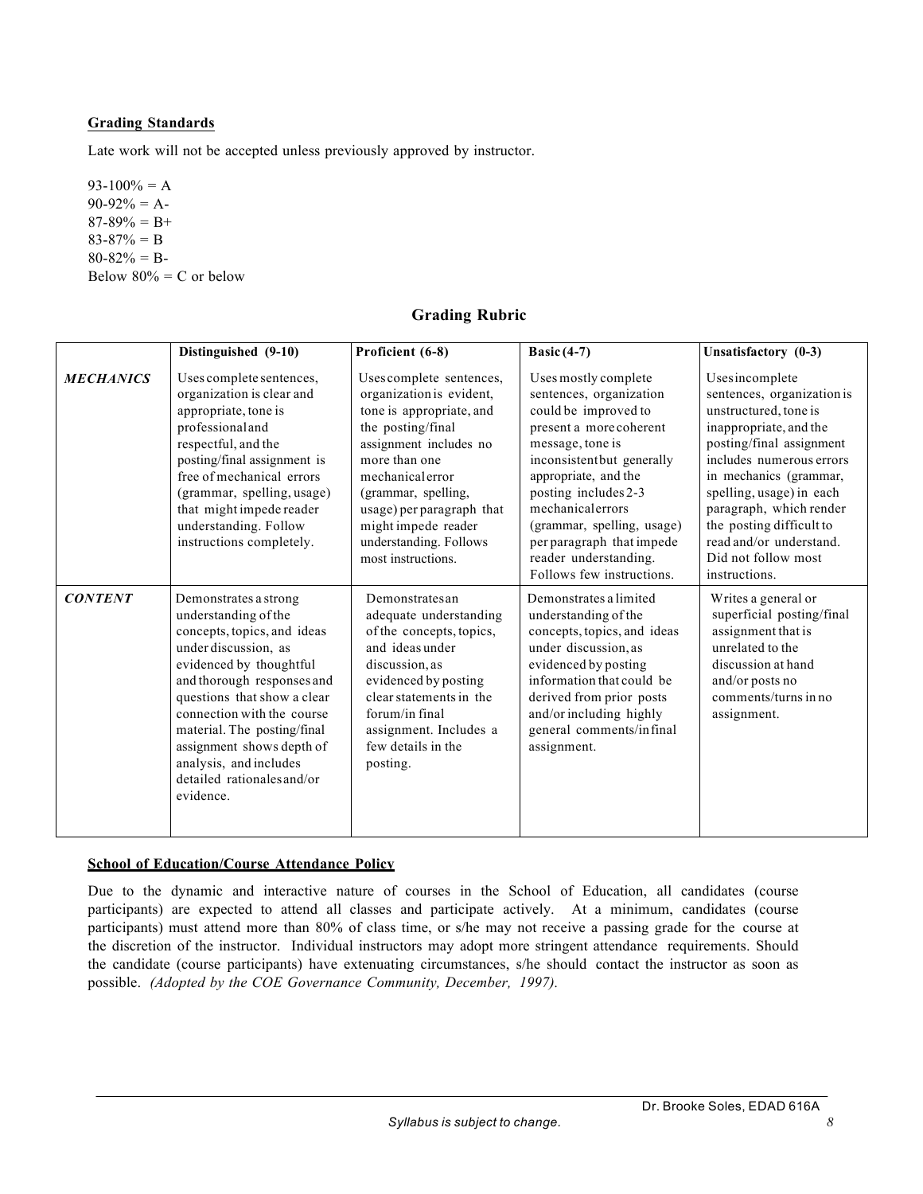**Grading Standards**

Late work will not be accepted unless previously approved by instructor.

93-100% = A
90-92% = A-
87-89% = B+
83-87% = B
80-82% = B-
Below 80% = C or below

## Grading Rubric

| | Distinguished (9-10) | Proficient (6-8) | Basic (4-7) | Unsatisfactory (0-3) |
|---|---|---|---|---|
| ***MECHANICS*** | Uses complete sentences, organization is clear and appropriate, tone is professional and respectful, and the posting/final assignment is free of mechanical errors (grammar, spelling, usage) that might impede reader understanding. Follow instructions completely. | Uses complete sentences, organization is evident, tone is appropriate, and the posting/final assignment includes no more than one mechanical error (grammar, spelling, usage) per paragraph that might impede reader understanding. Follows most instructions. | Uses mostly complete sentences, organization could be improved to present a more coherent message, tone is inconsistent but generally appropriate, and the posting includes 2-3 mechanical errors (grammar, spelling, usage) per paragraph that impede reader understanding. Follows few instructions. | Uses incomplete sentences, organization is unstructured, tone is inappropriate, and the posting/final assignment includes numerous errors in mechanics (grammar, spelling, usage) in each paragraph, which render the posting difficult to read and/or understand. Did not follow most instructions. |
| ***CONTENT*** | Demonstrates a strong understanding of the concepts, topics, and ideas under discussion, as evidenced by thoughtful and thorough responses and questions that show a clear connection with the course material. The posting/final assignment shows depth of analysis, and includes detailed rationales and/or evidence. | Demonstrates an adequate understanding of the concepts, topics, and ideas under discussion, as evidenced by posting clear statements in the forum/in final assignment. Includes a few details in the posting. | Demonstrates a limited understanding of the concepts, topics, and ideas under discussion, as evidenced by posting information that could be derived from prior posts and/or including highly general comments/in final assignment. | Writes a general or superficial posting/final assignment that is unrelated to the discussion at hand and/or posts no comments/turns in no assignment. |

**School of Education/Course Attendance Policy**

Due to the dynamic and interactive nature of courses in the School of Education, all candidates (course participants) are expected to attend all classes and participate actively. At a minimum, candidates (course participants) must attend more than 80% of class time, or s/he may not receive a passing grade for the course at the discretion of the instructor. Individual instructors may adopt more stringent attendance requirements. Should the candidate (course participants) have extenuating circumstances, s/he should contact the instructor as soon as possible. *(Adopted by the COE Governance Community, December, 1997).*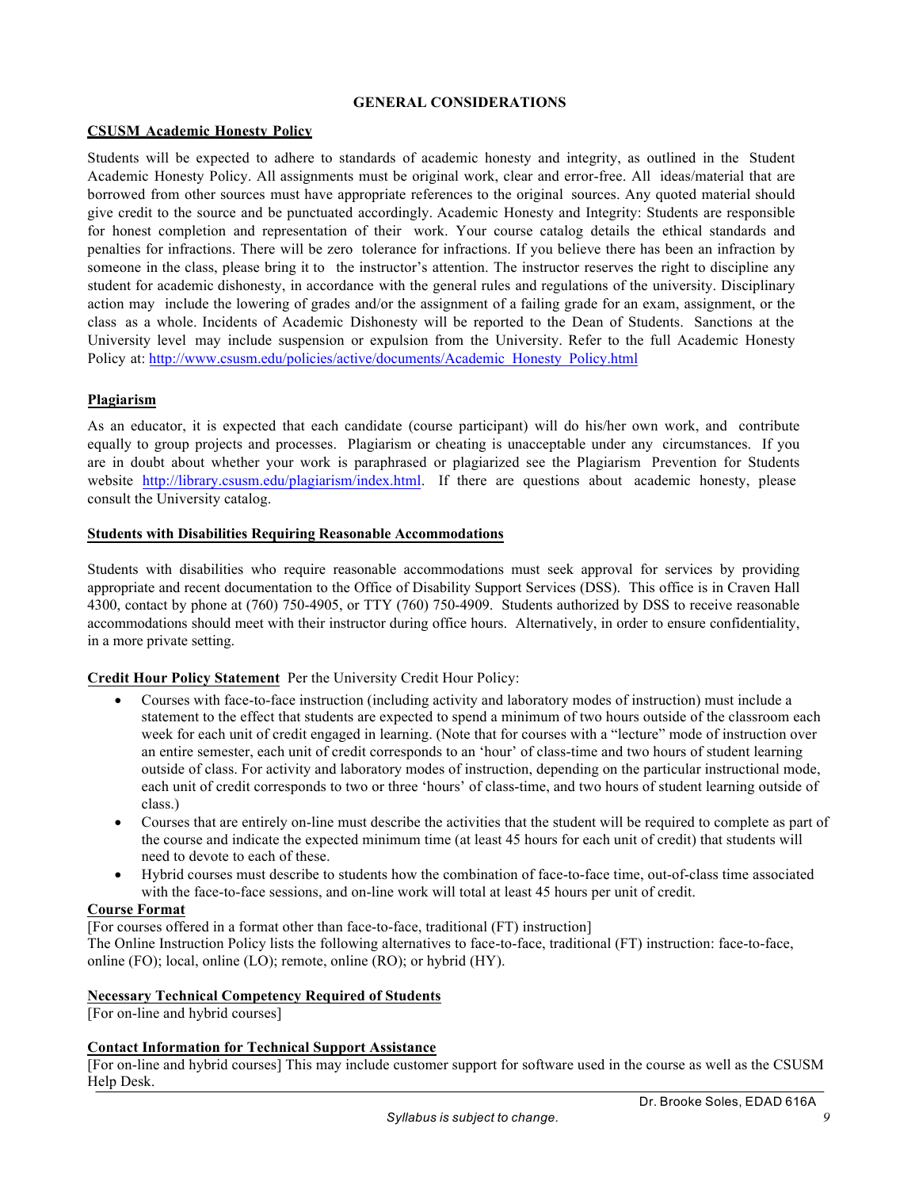**GENERAL CONSIDERATIONS**

**CSUSM Academic Honesty Policy**

Students will be expected to adhere to standards of academic honesty and integrity, as outlined in the Student Academic Honesty Policy. All assignments must be original work, clear and error-free. All ideas/material that are borrowed from other sources must have appropriate references to the original sources. Any quoted material should give credit to the source and be punctuated accordingly. Academic Honesty and Integrity: Students are responsible for honest completion and representation of their work. Your course catalog details the ethical standards and penalties for infractions. There will be zero tolerance for infractions. If you believe there has been an infraction by someone in the class, please bring it to the instructor's attention. The instructor reserves the right to discipline any student for academic dishonesty, in accordance with the general rules and regulations of the university. Disciplinary action may include the lowering of grades and/or the assignment of a failing grade for an exam, assignment, or the class as a whole. Incidents of Academic Dishonesty will be reported to the Dean of Students. Sanctions at the University level may include suspension or expulsion from the University. Refer to the full Academic Honesty Policy at: http://www.csusm.edu/policies/active/documents/Academic_Honesty_Policy.html

**Plagiarism**

As an educator, it is expected that each candidate (course participant) will do his/her own work, and contribute equally to group projects and processes. Plagiarism or cheating is unacceptable under any circumstances. If you are in doubt about whether your work is paraphrased or plagiarized see the Plagiarism Prevention for Students website http://library.csusm.edu/plagiarism/index.html. If there are questions about academic honesty, please consult the University catalog.

**Students with Disabilities Requiring Reasonable Accommodations**

Students with disabilities who require reasonable accommodations must seek approval for services by providing appropriate and recent documentation to the Office of Disability Support Services (DSS). This office is in Craven Hall 4300, contact by phone at (760) 750-4905, or TTY (760) 750-4909. Students authorized by DSS to receive reasonable accommodations should meet with their instructor during office hours. Alternatively, in order to ensure confidentiality, in a more private setting.

**Credit Hour Policy Statement** Per the University Credit Hour Policy:

- Courses with face-to-face instruction (including activity and laboratory modes of instruction) must include a statement to the effect that students are expected to spend a minimum of two hours outside of the classroom each week for each unit of credit engaged in learning. (Note that for courses with a "lecture" mode of instruction over an entire semester, each unit of credit corresponds to an 'hour' of class-time and two hours of student learning outside of class. For activity and laboratory modes of instruction, depending on the particular instructional mode, each unit of credit corresponds to two or three 'hours' of class-time, and two hours of student learning outside of class.)
- Courses that are entirely on-line must describe the activities that the student will be required to complete as part of the course and indicate the expected minimum time (at least 45 hours for each unit of credit) that students will need to devote to each of these.
- Hybrid courses must describe to students how the combination of face-to-face time, out-of-class time associated with the face-to-face sessions, and on-line work will total at least 45 hours per unit of credit.

**Course Format**

[For courses offered in a format other than face-to-face, traditional (FT) instruction]
The Online Instruction Policy lists the following alternatives to face-to-face, traditional (FT) instruction: face-to-face, online (FO); local, online (LO); remote, online (RO); or hybrid (HY).

**Necessary Technical Competency Required of Students**

[For on-line and hybrid courses]

**Contact Information for Technical Support Assistance**

[For on-line and hybrid courses] This may include customer support for software used in the course as well as the CSUSM Help Desk.